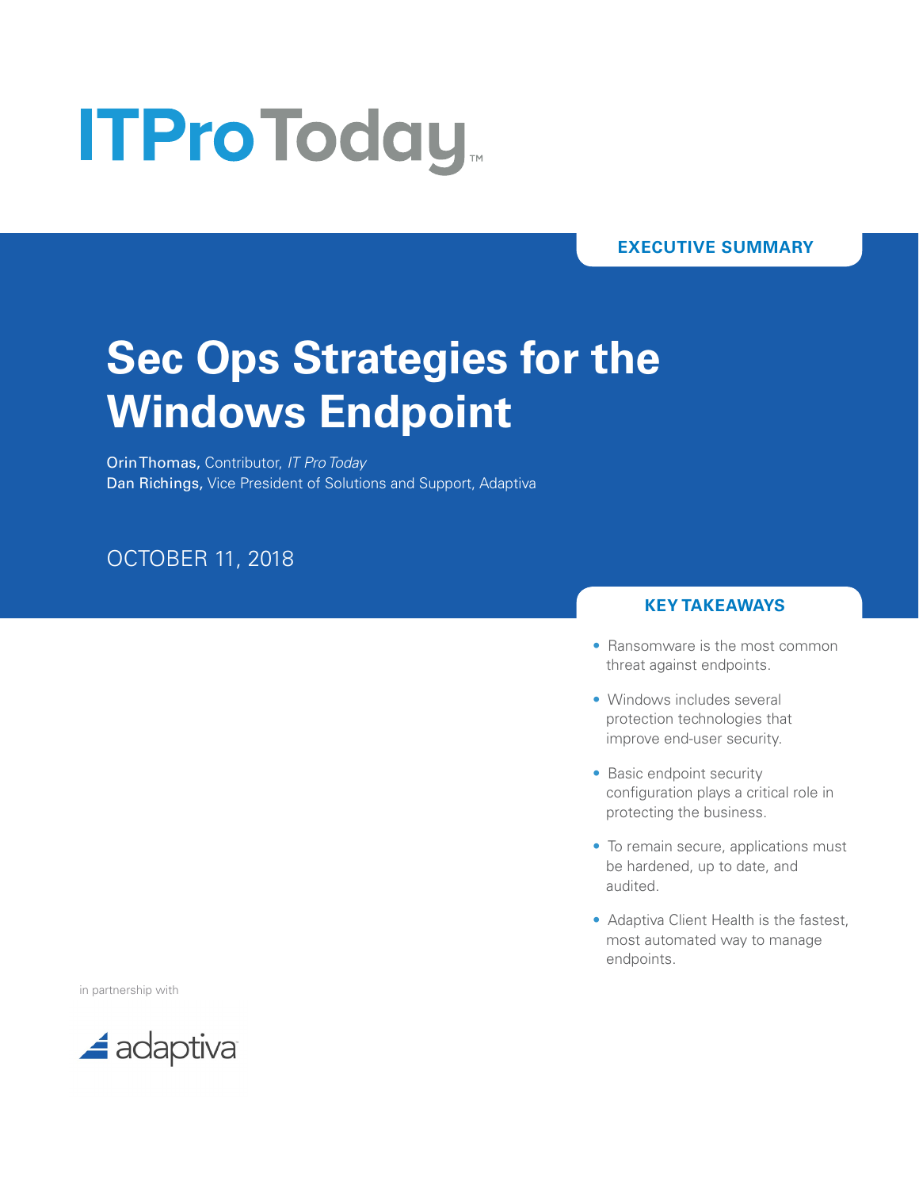ITProToday™

EXECUTIVE SUMMARY

# Sec Ops Strategies for the Windows Endpoint

**Orin Thomas,** Contributor, *IT Pro Today*
**Dan Richings,** Vice President of Solutions and Support, Adaptiva

OCTOBER 11, 2018

## KEY TAKEAWAYS

- Ransomware is the most common threat against endpoints.
- Windows includes several protection technologies that improve end-user security.
- Basic endpoint security configuration plays a critical role in protecting the business.
- To remain secure, applications must be hardened, up to date, and audited.
- Adaptiva Client Health is the fastest, most automated way to manage endpoints.

in partnership with

adaptiva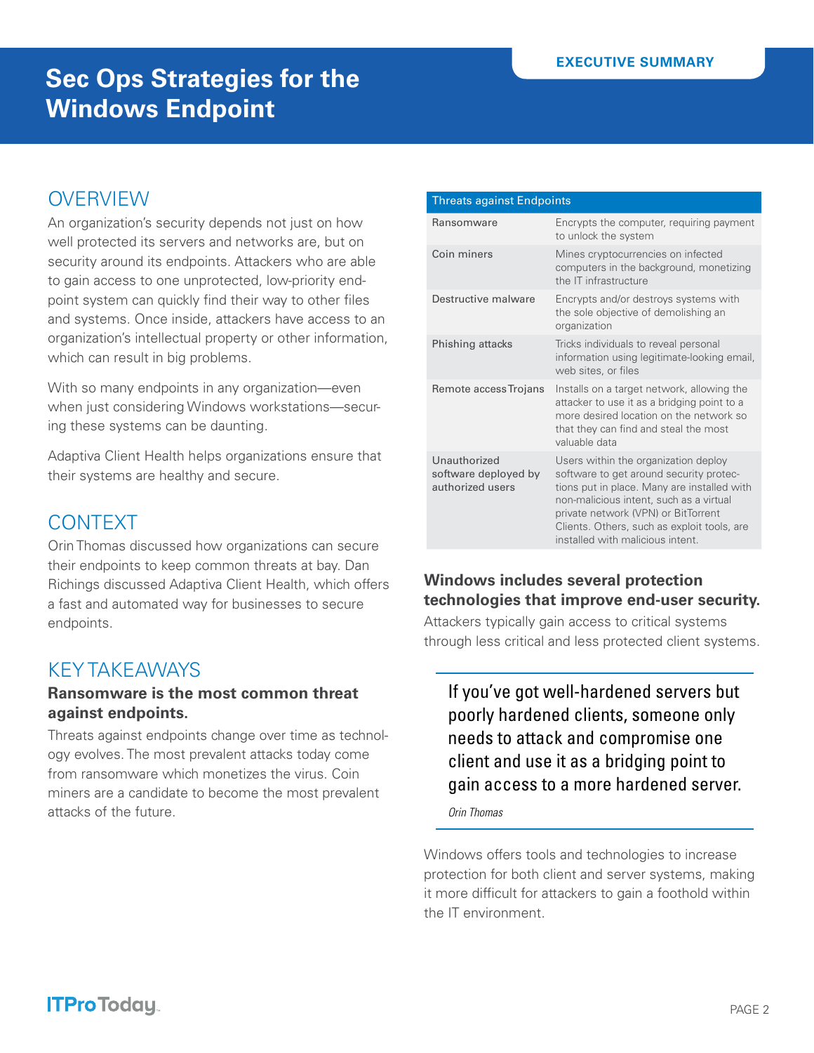# Sec Ops Strategies for the Windows Endpoint

EXECUTIVE SUMMARY

## OVERVIEW

An organization's security depends not just on how well protected its servers and networks are, but on security around its endpoints. Attackers who are able to gain access to one unprotected, low-priority endpoint system can quickly find their way to other files and systems. Once inside, attackers have access to an organization's intellectual property or other information, which can result in big problems.

With so many endpoints in any organization—even when just considering Windows workstations—securing these systems can be daunting.

Adaptiva Client Health helps organizations ensure that their systems are healthy and secure.

## CONTEXT

Orin Thomas discussed how organizations can secure their endpoints to keep common threats at bay. Dan Richings discussed Adaptiva Client Health, which offers a fast and automated way for businesses to secure endpoints.

## KEY TAKEAWAYS

### Ransomware is the most common threat against endpoints.

Threats against endpoints change over time as technology evolves. The most prevalent attacks today come from ransomware which monetizes the virus. Coin miners are a candidate to become the most prevalent attacks of the future.

| Threats against Endpoints | |
|---|---|
| Ransomware | Encrypts the computer, requiring payment to unlock the system |
| Coin miners | Mines cryptocurrencies on infected computers in the background, monetizing the IT infrastructure |
| Destructive malware | Encrypts and/or destroys systems with the sole objective of demolishing an organization |
| Phishing attacks | Tricks individuals to reveal personal information using legitimate-looking email, web sites, or files |
| Remote access Trojans | Installs on a target network, allowing the attacker to use it as a bridging point to a more desired location on the network so that they can find and steal the most valuable data |
| Unauthorized software deployed by authorized users | Users within the organization deploy software to get around security protections put in place. Many are installed with non-malicious intent, such as a virtual private network (VPN) or BitTorrent Clients. Others, such as exploit tools, are installed with malicious intent. |

### Windows includes several protection technologies that improve end-user security.

Attackers typically gain access to critical systems through less critical and less protected client systems.

> If you've got well-hardened servers but poorly hardened clients, someone only needs to attack and compromise one client and use it as a bridging point to gain access to a more hardened server.
>
> *Orin Thomas*

Windows offers tools and technologies to increase protection for both client and server systems, making it more difficult for attackers to gain a foothold within the IT environment.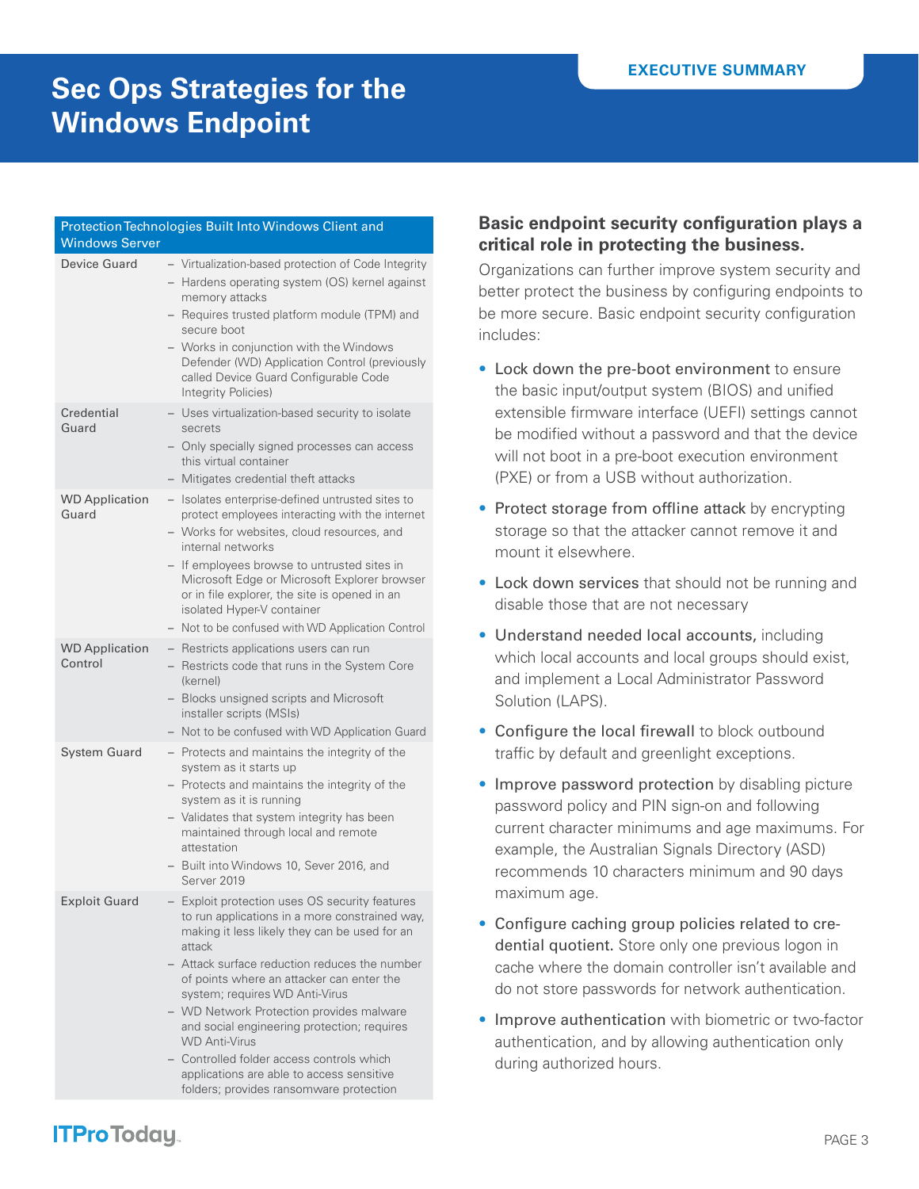# Sec Ops Strategies for the Windows Endpoint

EXECUTIVE SUMMARY

| Protection Technologies Built Into Windows Client and Windows Server | |
|---|---|
| Device Guard | – Virtualization-based protection of Code Integrity<br>– Hardens operating system (OS) kernel against memory attacks<br>– Requires trusted platform module (TPM) and secure boot<br>– Works in conjunction with the Windows Defender (WD) Application Control (previously called Device Guard Configurable Code Integrity Policies) |
| Credential Guard | – Uses virtualization-based security to isolate secrets<br>– Only specially signed processes can access this virtual container<br>– Mitigates credential theft attacks |
| WD Application Guard | – Isolates enterprise-defined untrusted sites to protect employees interacting with the internet<br>– Works for websites, cloud resources, and internal networks<br>– If employees browse to untrusted sites in Microsoft Edge or Microsoft Explorer browser or in file explorer, the site is opened in an isolated Hyper-V container<br>– Not to be confused with WD Application Control |
| WD Application Control | – Restricts applications users can run<br>– Restricts code that runs in the System Core (kernel)<br>– Blocks unsigned scripts and Microsoft installer scripts (MSIs)<br>– Not to be confused with WD Application Guard |
| System Guard | – Protects and maintains the integrity of the system as it starts up<br>– Protects and maintains the integrity of the system as it is running<br>– Validates that system integrity has been maintained through local and remote attestation<br>– Built into Windows 10, Sever 2016, and Server 2019 |
| Exploit Guard | – Exploit protection uses OS security features to run applications in a more constrained way, making it less likely they can be used for an attack<br>– Attack surface reduction reduces the number of points where an attacker can enter the system; requires WD Anti-Virus<br>– WD Network Protection provides malware and social engineering protection; requires WD Anti-Virus<br>– Controlled folder access controls which applications are able to access sensitive folders; provides ransomware protection |

## Basic endpoint security configuration plays a critical role in protecting the business.

Organizations can further improve system security and better protect the business by configuring endpoints to be more secure. Basic endpoint security configuration includes:

- Lock down the pre-boot environment to ensure the basic input/output system (BIOS) and unified extensible firmware interface (UEFI) settings cannot be modified without a password and that the device will not boot in a pre-boot execution environment (PXE) or from a USB without authorization.
- Protect storage from offline attack by encrypting storage so that the attacker cannot remove it and mount it elsewhere.
- Lock down services that should not be running and disable those that are not necessary
- Understand needed local accounts, including which local accounts and local groups should exist, and implement a Local Administrator Password Solution (LAPS).
- Configure the local firewall to block outbound traffic by default and greenlight exceptions.
- Improve password protection by disabling picture password policy and PIN sign-on and following current character minimums and age maximums. For example, the Australian Signals Directory (ASD) recommends 10 characters minimum and 90 days maximum age.
- Configure caching group policies related to credential quotient. Store only one previous logon in cache where the domain controller isn't available and do not store passwords for network authentication.
- Improve authentication with biometric or two-factor authentication, and by allowing authentication only during authorized hours.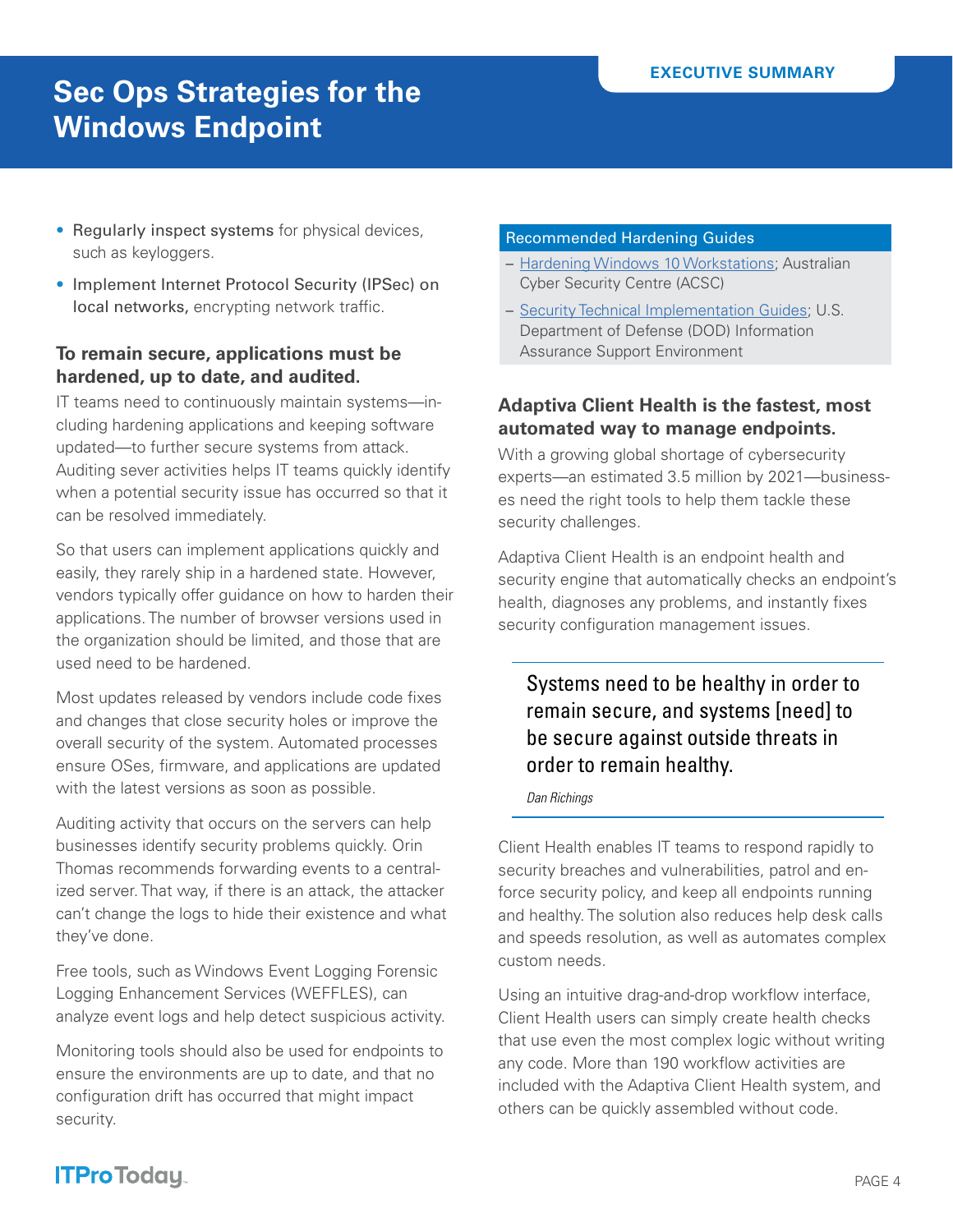- **Regularly inspect systems** for physical devices, such as keyloggers.
- **Implement Internet Protocol Security (IPSec) on local networks,** encrypting network traffic.

### To remain secure, applications must be hardened, up to date, and audited.

IT teams need to continuously maintain systems—including hardening applications and keeping software updated—to further secure systems from attack. Auditing sever activities helps IT teams quickly identify when a potential security issue has occurred so that it can be resolved immediately.

So that users can implement applications quickly and easily, they rarely ship in a hardened state. However, vendors typically offer guidance on how to harden their applications. The number of browser versions used in the organization should be limited, and those that are used need to be hardened.

Most updates released by vendors include code fixes and changes that close security holes or improve the overall security of the system. Automated processes ensure OSes, firmware, and applications are updated with the latest versions as soon as possible.

Auditing activity that occurs on the servers can help businesses identify security problems quickly. Orin Thomas recommends forwarding events to a centralized server. That way, if there is an attack, the attacker can't change the logs to hide their existence and what they've done.

Free tools, such as Windows Event Logging Forensic Logging Enhancement Services (WEFFLES), can analyze event logs and help detect suspicious activity.

Monitoring tools should also be used for endpoints to ensure the environments are up to date, and that no configuration drift has occurred that might impact security.

**Recommended Hardening Guides**

- Hardening Windows 10 Workstations; Australian Cyber Security Centre (ACSC)
- Security Technical Implementation Guides; U.S. Department of Defense (DOD) Information Assurance Support Environment

### Adaptiva Client Health is the fastest, most automated way to manage endpoints.

With a growing global shortage of cybersecurity experts—an estimated 3.5 million by 2021—businesses need the right tools to help them tackle these security challenges.

Adaptiva Client Health is an endpoint health and security engine that automatically checks an endpoint's health, diagnoses any problems, and instantly fixes security configuration management issues.

> Systems need to be healthy in order to remain secure, and systems [need] to be secure against outside threats in order to remain healthy.
>
> *Dan Richings*

Client Health enables IT teams to respond rapidly to security breaches and vulnerabilities, patrol and enforce security policy, and keep all endpoints running and healthy. The solution also reduces help desk calls and speeds resolution, as well as automates complex custom needs.

Using an intuitive drag-and-drop workflow interface, Client Health users can simply create health checks that use even the most complex logic without writing any code. More than 190 workflow activities are included with the Adaptiva Client Health system, and others can be quickly assembled without code.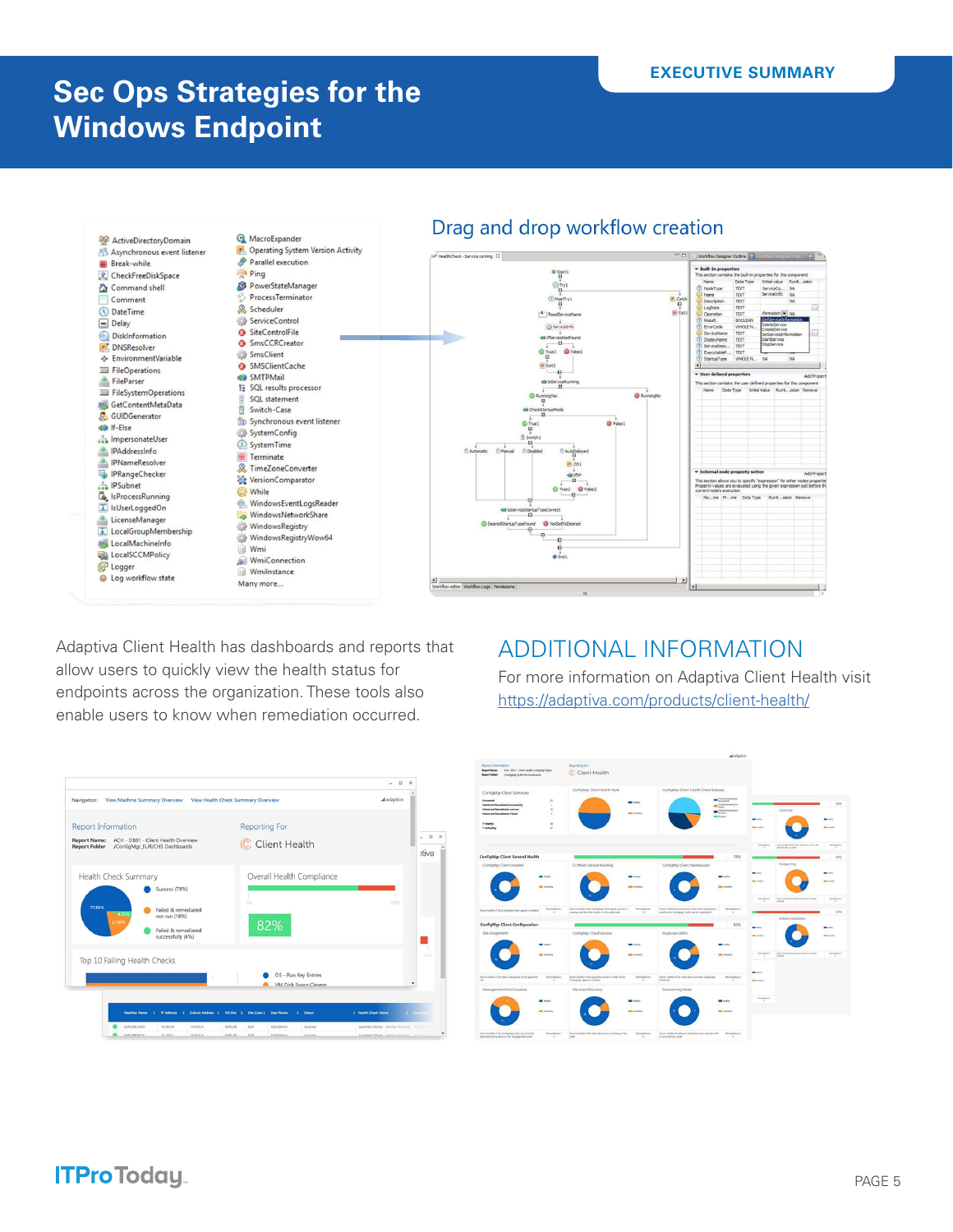# Sec Ops Strategies for the Windows Endpoint

EXECUTIVE SUMMARY

## Drag and drop workflow creation

Adaptiva Client Health has dashboards and reports that allow users to quickly view the health status for endpoints across the organization. These tools also enable users to know when remediation occurred.

## ADDITIONAL INFORMATION

For more information on Adaptiva Client Health visit https://adaptiva.com/products/client-health/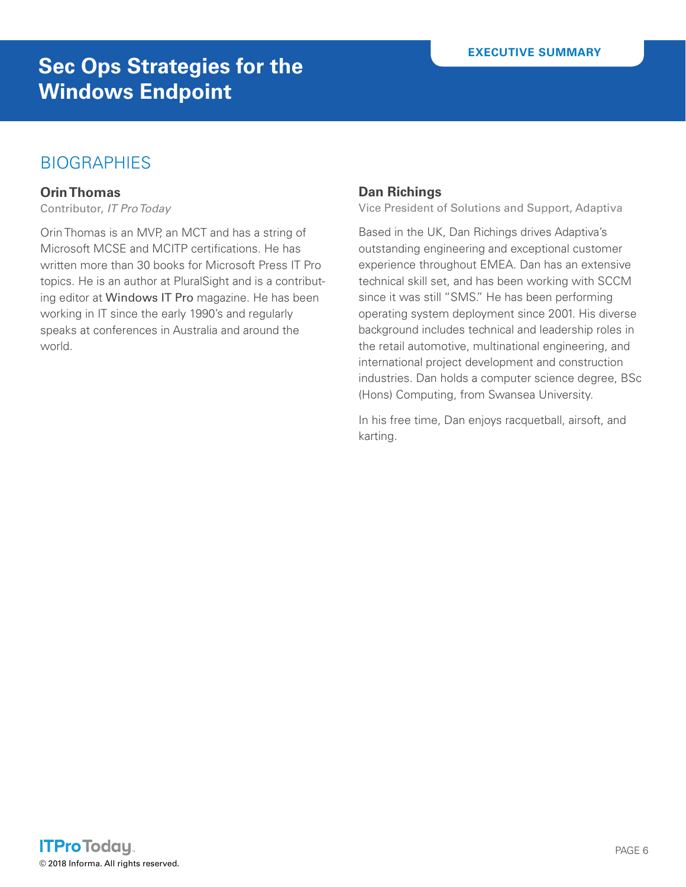## BIOGRAPHIES

### Orin Thomas

Contributor, *IT Pro Today*

Orin Thomas is an MVP, an MCT and has a string of Microsoft MCSE and MCITP certifications. He has written more than 30 books for Microsoft Press IT Pro topics. He is an author at PluralSight and is a contributing editor at Windows IT Pro magazine. He has been working in IT since the early 1990's and regularly speaks at conferences in Australia and around the world.

### Dan Richings

Vice President of Solutions and Support, Adaptiva

Based in the UK, Dan Richings drives Adaptiva's outstanding engineering and exceptional customer experience throughout EMEA. Dan has an extensive technical skill set, and has been working with SCCM since it was still "SMS." He has been performing operating system deployment since 2001. His diverse background includes technical and leadership roles in the retail automotive, multinational engineering, and international project development and construction industries. Dan holds a computer science degree, BSc (Hons) Computing, from Swansea University.

In his free time, Dan enjoys racquetball, airsoft, and karting.